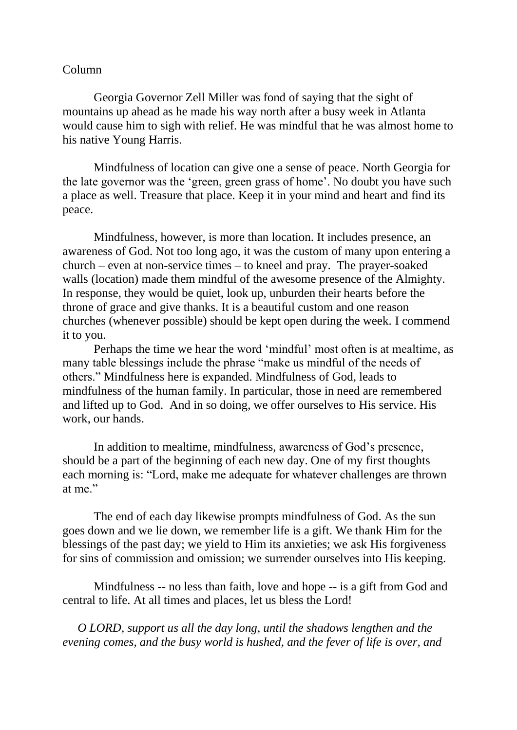Column

Georgia Governor Zell Miller was fond of saying that the sight of mountains up ahead as he made his way north after a busy week in Atlanta would cause him to sigh with relief. He was mindful that he was almost home to his native Young Harris.

Mindfulness of location can give one a sense of peace. North Georgia for the late governor was the 'green, green grass of home'. No doubt you have such a place as well. Treasure that place. Keep it in your mind and heart and find its peace.

Mindfulness, however, is more than location. It includes presence, an awareness of God. Not too long ago, it was the custom of many upon entering a church – even at non-service times – to kneel and pray. The prayer-soaked walls (location) made them mindful of the awesome presence of the Almighty. In response, they would be quiet, look up, unburden their hearts before the throne of grace and give thanks. It is a beautiful custom and one reason churches (whenever possible) should be kept open during the week. I commend it to you.

Perhaps the time we hear the word 'mindful' most often is at mealtime, as many table blessings include the phrase "make us mindful of the needs of others." Mindfulness here is expanded. Mindfulness of God, leads to mindfulness of the human family. In particular, those in need are remembered and lifted up to God. And in so doing, we offer ourselves to His service. His work, our hands.

In addition to mealtime, mindfulness, awareness of God's presence, should be a part of the beginning of each new day. One of my first thoughts each morning is: "Lord, make me adequate for whatever challenges are thrown at me."

The end of each day likewise prompts mindfulness of God. As the sun goes down and we lie down, we remember life is a gift. We thank Him for the blessings of the past day; we yield to Him its anxieties; we ask His forgiveness for sins of commission and omission; we surrender ourselves into His keeping.

Mindfulness -- no less than faith, love and hope -- is a gift from God and central to life. At all times and places, let us bless the Lord!

*O LORD, support us all the day long, until the shadows lengthen and the evening comes, and the busy world is hushed, and the fever of life is over, and*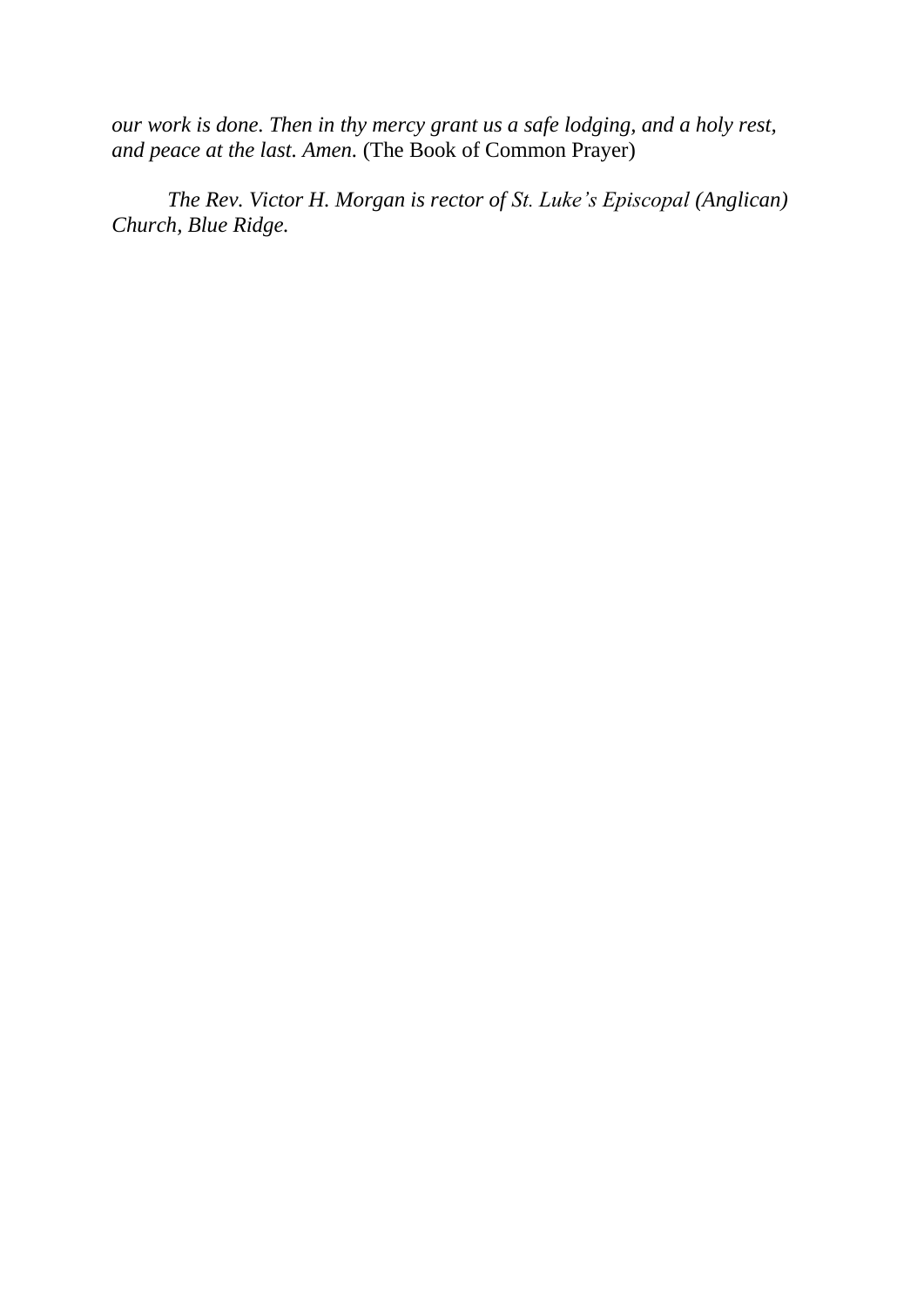*our work is done. Then in thy mercy grant us a safe lodging, and a holy rest, and peace at the last. Amen.* (The Book of Common Prayer)

*The Rev. Victor H. Morgan is rector of St. Luke's Episcopal (Anglican) Church, Blue Ridge.*